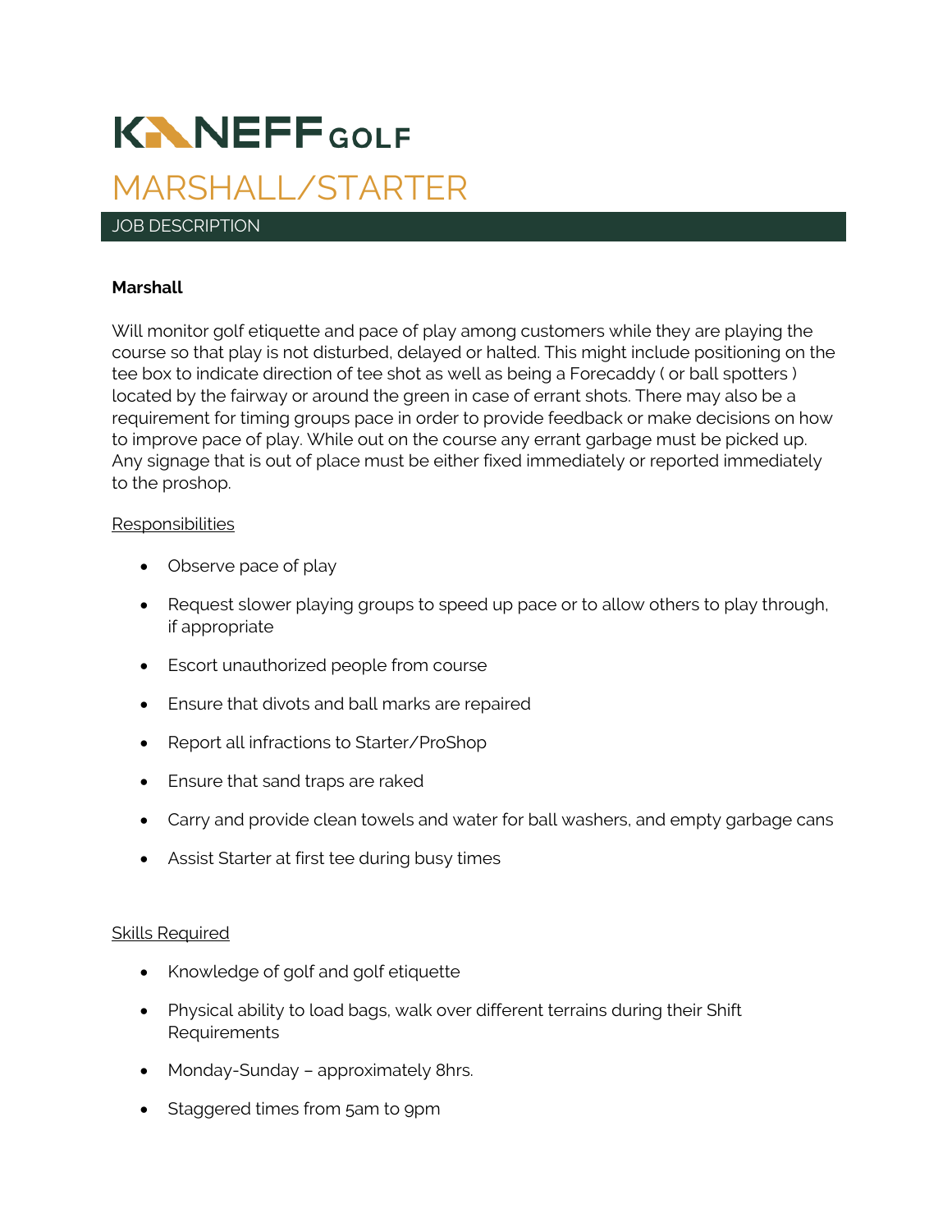# KANEFF GOLF

# MARSHALL/STARTER

## JOB DESCRIPTION

**Marshall**

Will monitor golf etiquette and pace of play among customers while they are playing the course so that play is not disturbed, delayed or halted. This might include positioning on the tee box to indicate direction of tee shot as well as being a Forecaddy ( or ball spotters ) located by the fairway or around the green in case of errant shots. There may also be a requirement for timing groups pace in order to provide feedback or make decisions on how to improve pace of play. While out on the course any errant garbage must be picked up. Any signage that is out of place must be either fixed immediately or reported immediately to the proshop.

Responsibilities

- Observe pace of play
- Request slower playing groups to speed up pace or to allow others to play through, if appropriate
- Escort unauthorized people from course
- Ensure that divots and ball marks are repaired
- Report all infractions to Starter/ProShop
- Ensure that sand traps are raked
- Carry and provide clean towels and water for ball washers, and empty garbage cans
- Assist Starter at first tee during busy times

Skills Required

- Knowledge of golf and golf etiquette
- Physical ability to load bags, walk over different terrains during their Shift Requirements
- Monday-Sunday – approximately 8hrs.
- Staggered times from 5am to 9pm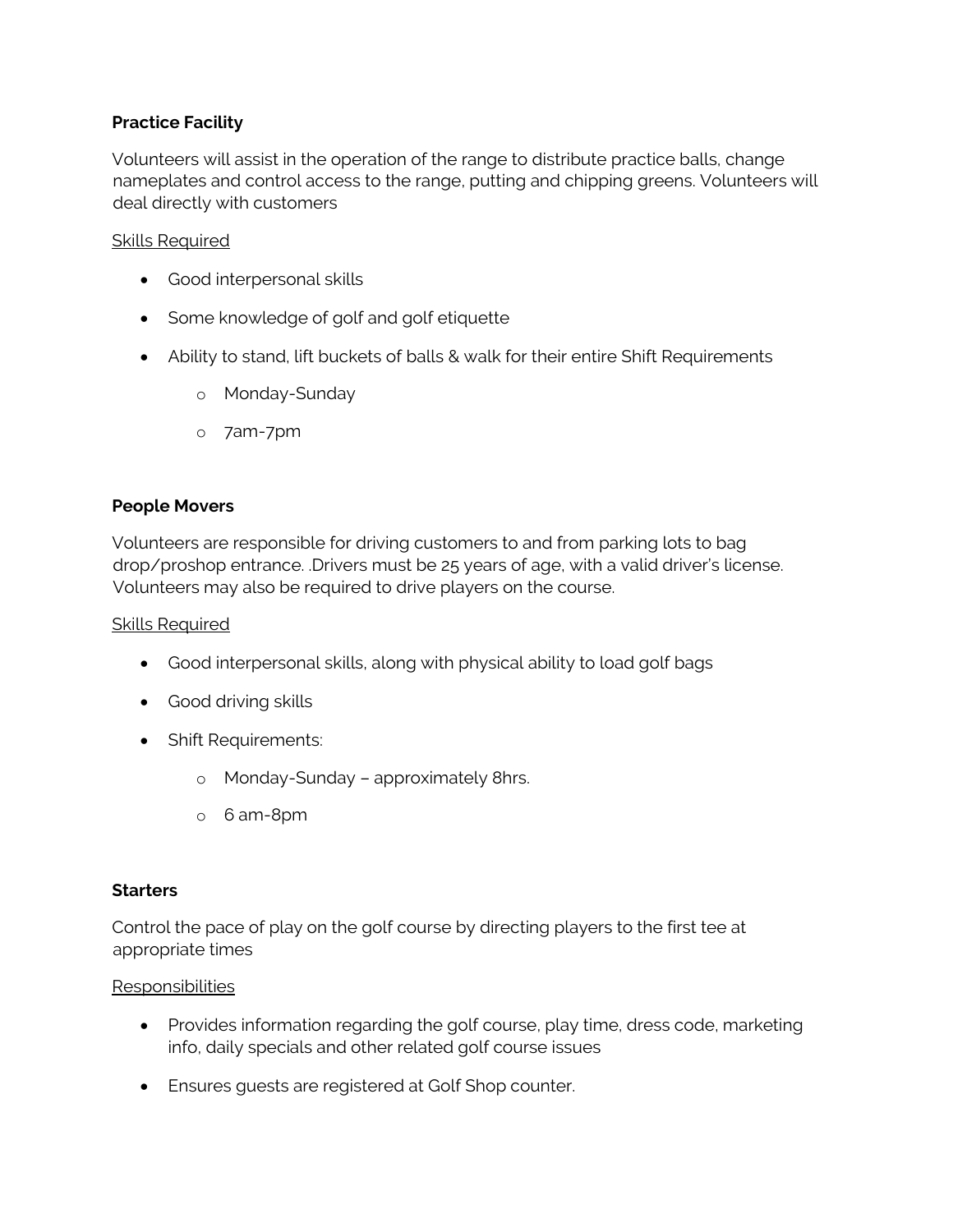**Practice Facility**

Volunteers will assist in the operation of the range to distribute practice balls, change nameplates and control access to the range, putting and chipping greens. Volunteers will deal directly with customers

Skills Required

- Good interpersonal skills
- Some knowledge of golf and golf etiquette
- Ability to stand, lift buckets of balls & walk for their entire Shift Requirements
  - Monday-Sunday
  - 7am-7pm

**People Movers**

Volunteers are responsible for driving customers to and from parking lots to bag drop/proshop entrance. .Drivers must be 25 years of age, with a valid driver's license. Volunteers may also be required to drive players on the course.

Skills Required

- Good interpersonal skills, along with physical ability to load golf bags
- Good driving skills
- Shift Requirements:
  - Monday-Sunday – approximately 8hrs.
  - 6 am-8pm

**Starters**

Control the pace of play on the golf course by directing players to the first tee at appropriate times

Responsibilities

- Provides information regarding the golf course, play time, dress code, marketing info, daily specials and other related golf course issues
- Ensures guests are registered at Golf Shop counter.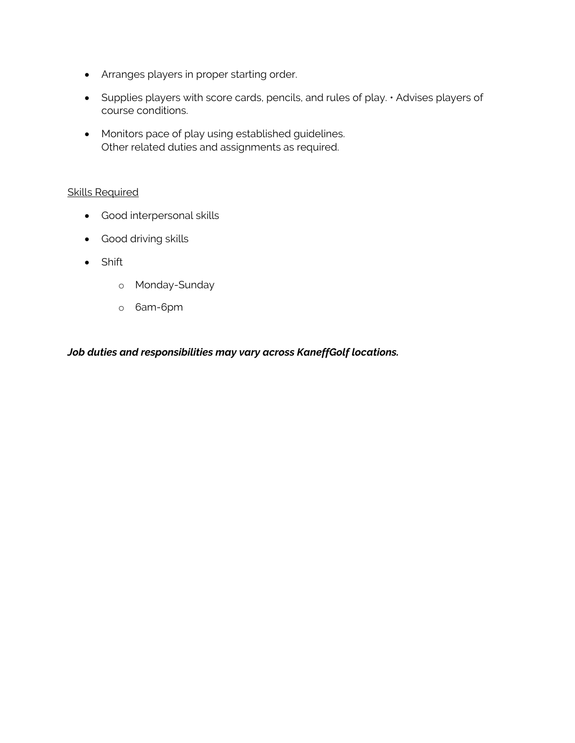- Arranges players in proper starting order.
- Supplies players with score cards, pencils, and rules of play. • Advises players of course conditions.
- Monitors pace of play using established guidelines.
  Other related duties and assignments as required.

<u>Skills Required</u>

- Good interpersonal skills
- Good driving skills
- Shift
  - Monday-Sunday
  - 6am-6pm

***Job duties and responsibilities may vary across KaneffGolf locations.***